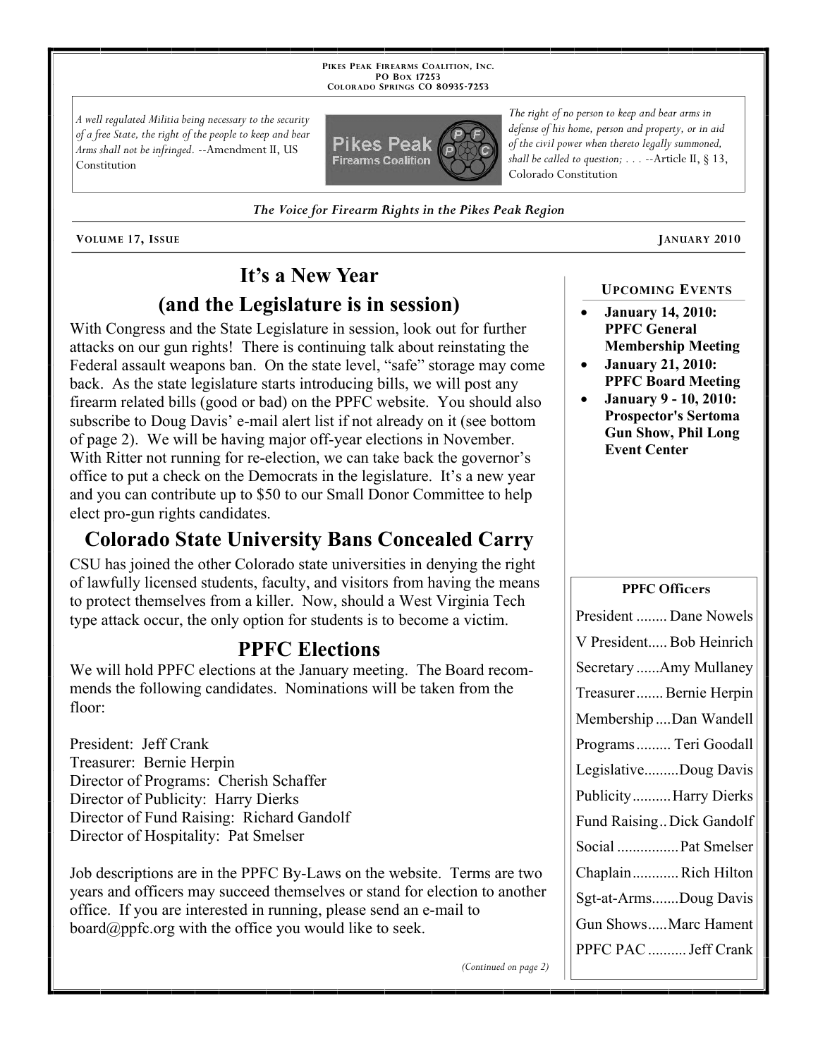PIKES PEAK FIREARMS COALITION, INC.
PO BOX 17253
COLORADO SPRINGS CO 80935-7253

*A well regulated Militia being necessary to the security of a free State, the right of the people to keep and bear Arms shall not be infringed.* --Amendment II, US Constitution

*The right of no person to keep and bear arms in defense of his home, person and property, or in aid of the civil power when thereto legally summoned, shall be called to question; . . .* --Article II, § 13, Colorado Constitution

***The Voice for Firearm Rights in the Pikes Peak Region***

VOLUME 17, ISSUE — JANUARY 2010

# It's a New Year (and the Legislature is in session)

With Congress and the State Legislature in session, look out for further attacks on our gun rights! There is continuing talk about reinstating the Federal assault weapons ban. On the state level, "safe" storage may come back. As the state legislature starts introducing bills, we will post any firearm related bills (good or bad) on the PPFC website. You should also subscribe to Doug Davis' e-mail alert list if not already on it (see bottom of page 2). We will be having major off-year elections in November. With Ritter not running for re-election, we can take back the governor's office to put a check on the Democrats in the legislature. It's a new year and you can contribute up to $50 to our Small Donor Committee to help elect pro-gun rights candidates.

# Colorado State University Bans Concealed Carry

CSU has joined the other Colorado state universities in denying the right of lawfully licensed students, faculty, and visitors from having the means to protect themselves from a killer. Now, should a West Virginia Tech type attack occur, the only option for students is to become a victim.

# PPFC Elections

We will hold PPFC elections at the January meeting. The Board recommends the following candidates. Nominations will be taken from the floor:

President: Jeff Crank
Treasurer: Bernie Herpin
Director of Programs: Cherish Schaffer
Director of Publicity: Harry Dierks
Director of Fund Raising: Richard Gandolf
Director of Hospitality: Pat Smelser

Job descriptions are in the PPFC By-Laws on the website. Terms are two years and officers may succeed themselves or stand for election to another office. If you are interested in running, please send an e-mail to board@ppfc.org with the office you would like to seek.

*(Continued on page 2)*

## UPCOMING EVENTS

- **January 14, 2010: PPFC General Membership Meeting**
- **January 21, 2010: PPFC Board Meeting**
- **January 9 - 10, 2010: Prospector's Sertoma Gun Show, Phil Long Event Center**

## PPFC Officers

| Office | Name |
|---|---|
| President | Dane Nowels |
| V President | Bob Heinrich |
| Secretary | Amy Mullaney |
| Treasurer | Bernie Herpin |
| Membership | Dan Wandell |
| Programs | Teri Goodall |
| Legislative | Doug Davis |
| Publicity | Harry Dierks |
| Fund Raising | Dick Gandolf |
| Social | Pat Smelser |
| Chaplain | Rich Hilton |
| Sgt-at-Arms | Doug Davis |
| Gun Shows | Marc Hament |
| PPFC PAC | Jeff Crank |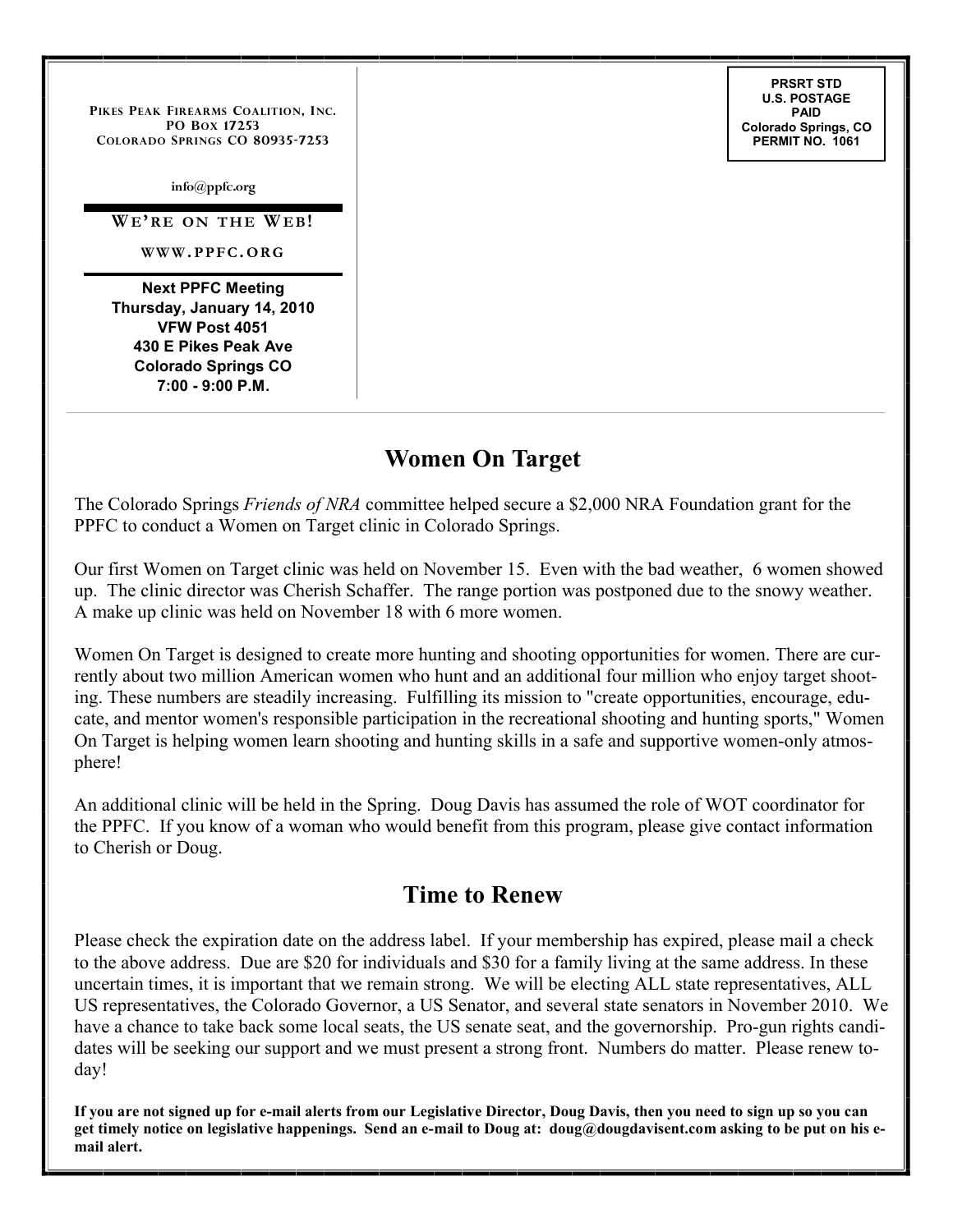PIKES PEAK FIREARMS COALITION, INC.
PO BOX 17253
COLORADO SPRINGS CO 80935-7253

info@ppfc.org

**WE'RE ON THE WEB!**

**WWW.PPFC.ORG**

**Next PPFC Meeting**
**Thursday, January 14, 2010**
**VFW Post 4051**
**430 E Pikes Peak Ave**
**Colorado Springs CO**
**7:00 - 9:00 P.M.**

**PRSRT STD**
**U.S. POSTAGE**
**PAID**
**Colorado Springs, CO**
**PERMIT NO. 1061**

## Women On Target

The Colorado Springs *Friends of NRA* committee helped secure a $2,000 NRA Foundation grant for the PPFC to conduct a Women on Target clinic in Colorado Springs.

Our first Women on Target clinic was held on November 15. Even with the bad weather, 6 women showed up. The clinic director was Cherish Schaffer. The range portion was postponed due to the snowy weather. A make up clinic was held on November 18 with 6 more women.

Women On Target is designed to create more hunting and shooting opportunities for women. There are currently about two million American women who hunt and an additional four million who enjoy target shooting. These numbers are steadily increasing. Fulfilling its mission to "create opportunities, encourage, educate, and mentor women's responsible participation in the recreational shooting and hunting sports," Women On Target is helping women learn shooting and hunting skills in a safe and supportive women-only atmosphere!

An additional clinic will be held in the Spring. Doug Davis has assumed the role of WOT coordinator for the PPFC. If you know of a woman who would benefit from this program, please give contact information to Cherish or Doug.

## Time to Renew

Please check the expiration date on the address label. If your membership has expired, please mail a check to the above address. Due are $20 for individuals and $30 for a family living at the same address. In these uncertain times, it is important that we remain strong. We will be electing ALL state representatives, ALL US representatives, the Colorado Governor, a US Senator, and several state senators in November 2010. We have a chance to take back some local seats, the US senate seat, and the governorship. Pro-gun rights candidates will be seeking our support and we must present a strong front. Numbers do matter. Please renew today!

**If you are not signed up for e-mail alerts from our Legislative Director, Doug Davis, then you need to sign up so you can get timely notice on legislative happenings. Send an e-mail to Doug at: doug@dougdavisent.com asking to be put on his e-mail alert.**